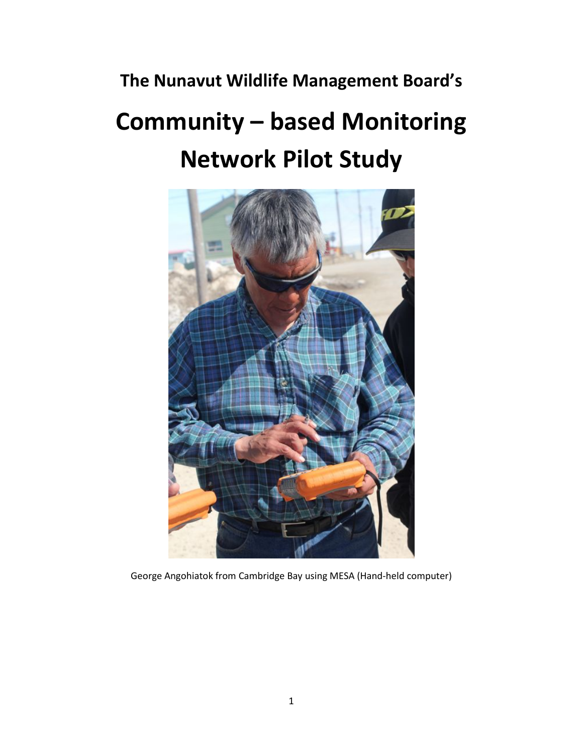**The Nunavut Wildlife Management Board's**

# Community – based Monitoring Network Pilot Study

George Angohiatok from Cambridge Bay using MESA (Hand-held computer)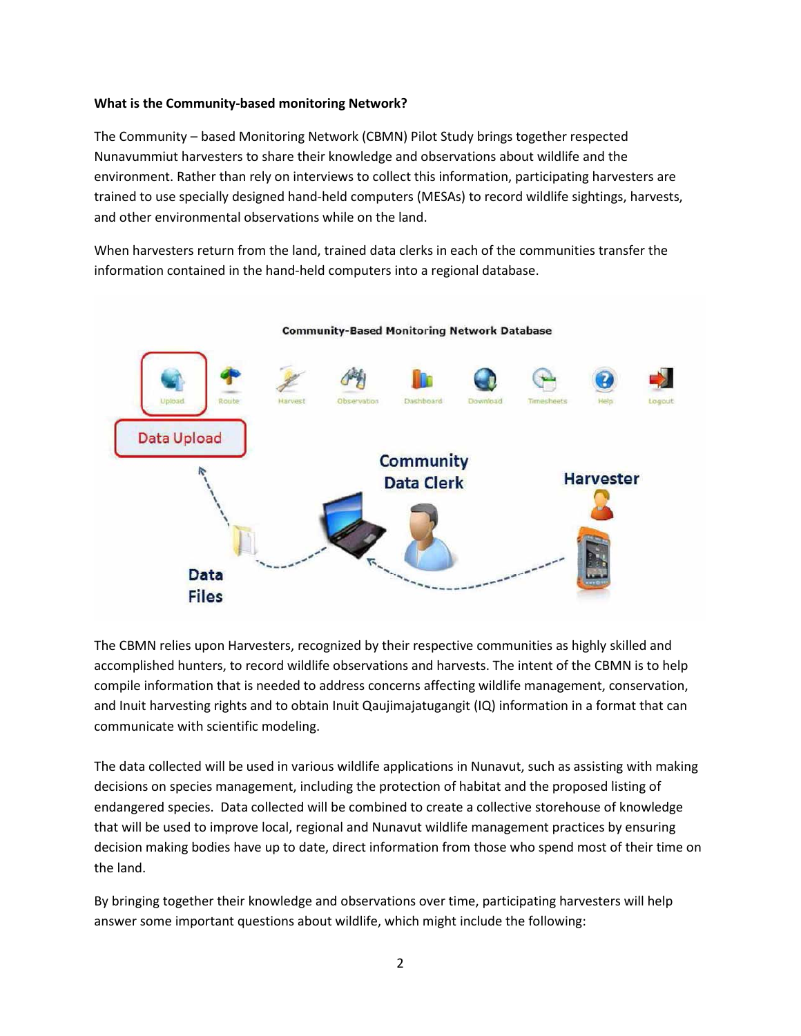**What is the Community-based monitoring Network?**

The Community – based Monitoring Network (CBMN) Pilot Study brings together respected Nunavummiut harvesters to share their knowledge and observations about wildlife and the environment. Rather than rely on interviews to collect this information, participating harvesters are trained to use specially designed hand-held computers (MESAs) to record wildlife sightings, harvests, and other environmental observations while on the land.

When harvesters return from the land, trained data clerks in each of the communities transfer the information contained in the hand-held computers into a regional database.

The CBMN relies upon Harvesters, recognized by their respective communities as highly skilled and accomplished hunters, to record wildlife observations and harvests. The intent of the CBMN is to help compile information that is needed to address concerns affecting wildlife management, conservation, and Inuit harvesting rights and to obtain Inuit Qaujimajatugangit (IQ) information in a format that can communicate with scientific modeling.

The data collected will be used in various wildlife applications in Nunavut, such as assisting with making decisions on species management, including the protection of habitat and the proposed listing of endangered species. Data collected will be combined to create a collective storehouse of knowledge that will be used to improve local, regional and Nunavut wildlife management practices by ensuring decision making bodies have up to date, direct information from those who spend most of their time on the land.

By bringing together their knowledge and observations over time, participating harvesters will help answer some important questions about wildlife, which might include the following: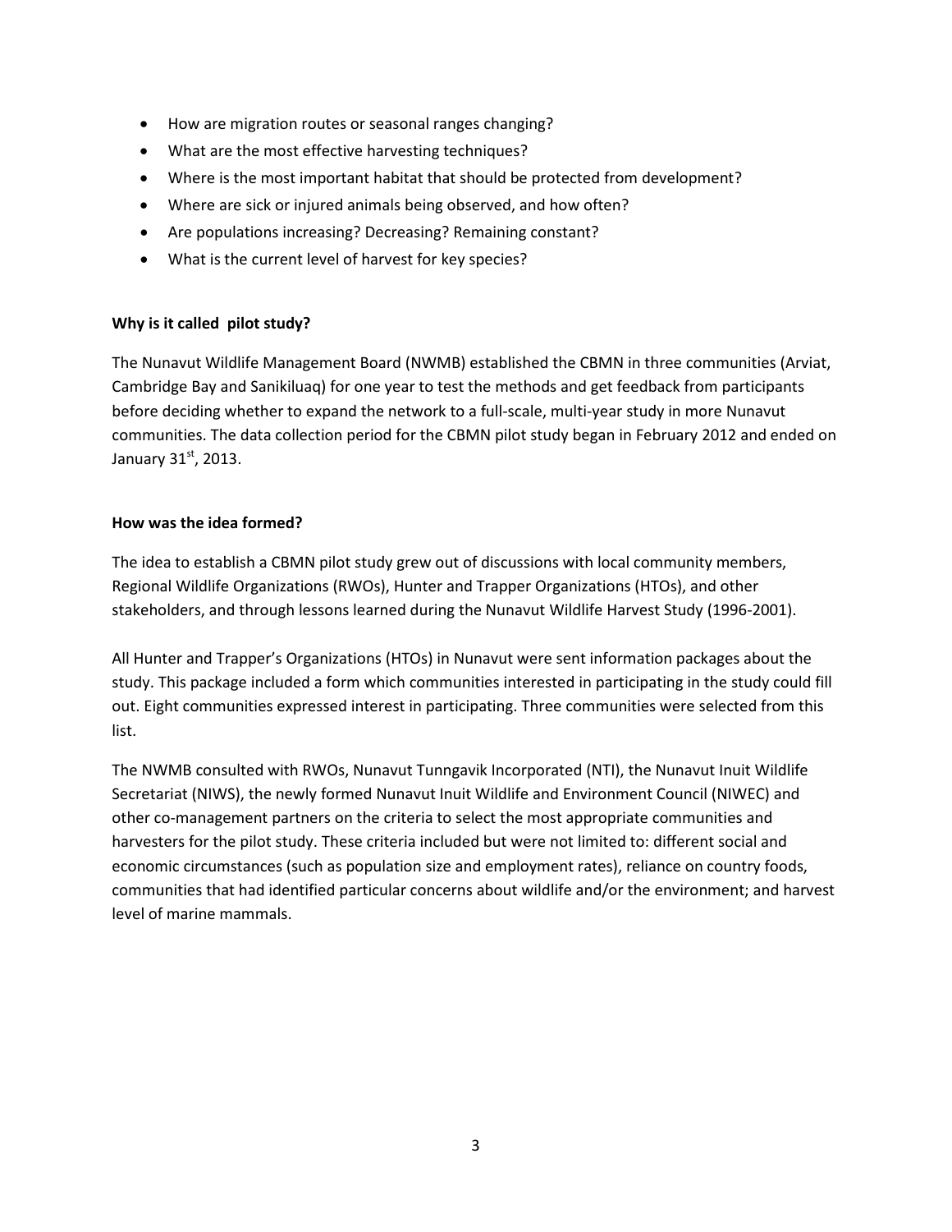- How are migration routes or seasonal ranges changing?
- What are the most effective harvesting techniques?
- Where is the most important habitat that should be protected from development?
- Where are sick or injured animals being observed, and how often?
- Are populations increasing? Decreasing? Remaining constant?
- What is the current level of harvest for key species?

**Why is it called pilot study?**

The Nunavut Wildlife Management Board (NWMB) established the CBMN in three communities (Arviat, Cambridge Bay and Sanikiluaq) for one year to test the methods and get feedback from participants before deciding whether to expand the network to a full-scale, multi-year study in more Nunavut communities. The data collection period for the CBMN pilot study began in February 2012 and ended on January 31st, 2013.

**How was the idea formed?**

The idea to establish a CBMN pilot study grew out of discussions with local community members, Regional Wildlife Organizations (RWOs), Hunter and Trapper Organizations (HTOs), and other stakeholders, and through lessons learned during the Nunavut Wildlife Harvest Study (1996-2001).

All Hunter and Trapper's Organizations (HTOs) in Nunavut were sent information packages about the study. This package included a form which communities interested in participating in the study could fill out. Eight communities expressed interest in participating. Three communities were selected from this list.

The NWMB consulted with RWOs, Nunavut Tunngavik Incorporated (NTI), the Nunavut Inuit Wildlife Secretariat (NIWS), the newly formed Nunavut Inuit Wildlife and Environment Council (NIWEC) and other co-management partners on the criteria to select the most appropriate communities and harvesters for the pilot study. These criteria included but were not limited to: different social and economic circumstances (such as population size and employment rates), reliance on country foods, communities that had identified particular concerns about wildlife and/or the environment; and harvest level of marine mammals.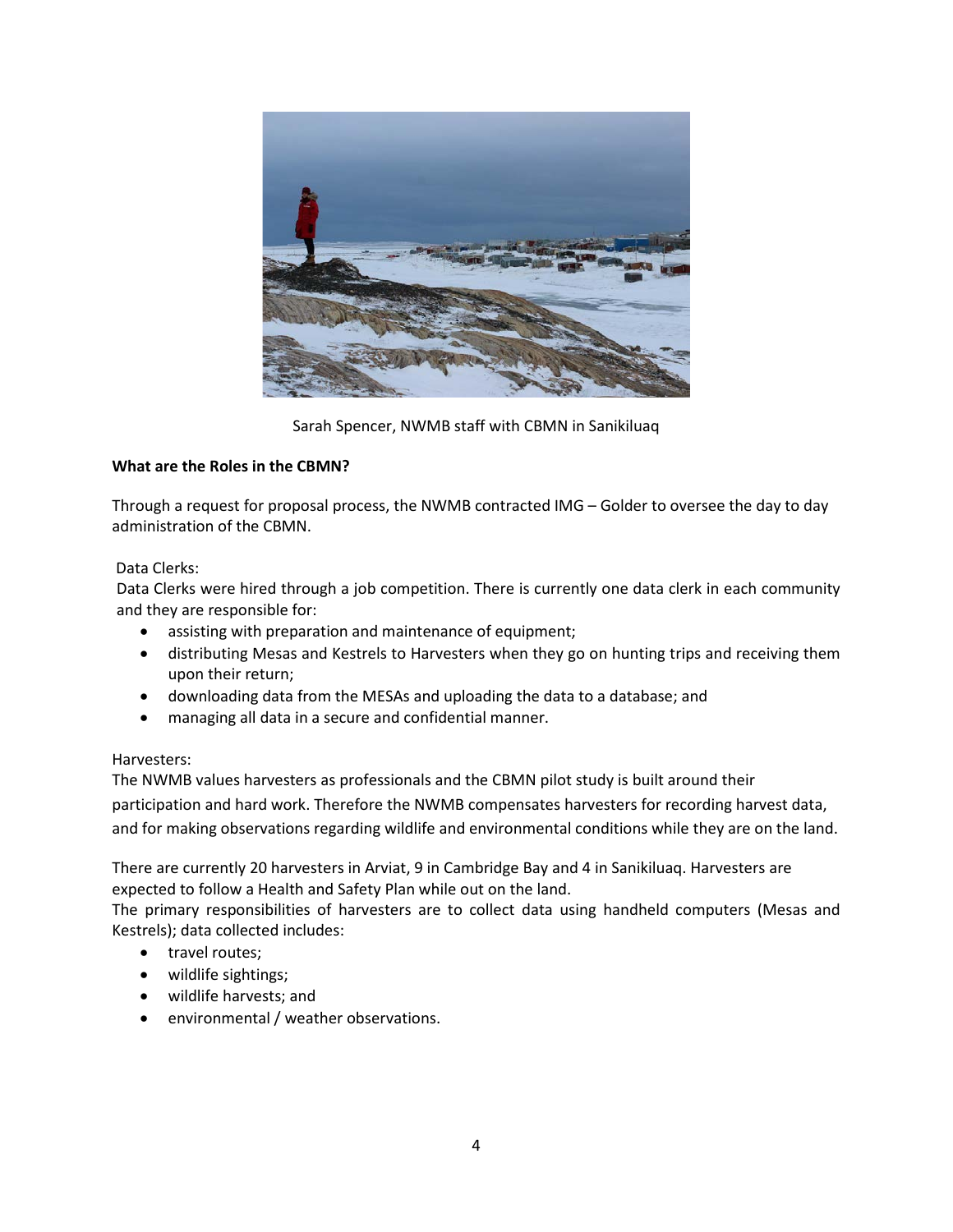Sarah Spencer, NWMB staff with CBMN in Sanikiluaq

**What are the Roles in the CBMN?**

Through a request for proposal process, the NWMB contracted IMG – Golder to oversee the day to day administration of the CBMN.

Data Clerks:

Data Clerks were hired through a job competition. There is currently one data clerk in each community and they are responsible for:

- assisting with preparation and maintenance of equipment;
- distributing Mesas and Kestrels to Harvesters when they go on hunting trips and receiving them upon their return;
- downloading data from the MESAs and uploading the data to a database; and
- managing all data in a secure and confidential manner.

Harvesters:

The NWMB values harvesters as professionals and the CBMN pilot study is built around their participation and hard work. Therefore the NWMB compensates harvesters for recording harvest data, and for making observations regarding wildlife and environmental conditions while they are on the land.

There are currently 20 harvesters in Arviat, 9 in Cambridge Bay and 4 in Sanikiluaq. Harvesters are expected to follow a Health and Safety Plan while out on the land.

The primary responsibilities of harvesters are to collect data using handheld computers (Mesas and Kestrels); data collected includes:

- travel routes;
- wildlife sightings;
- wildlife harvests; and
- environmental / weather observations.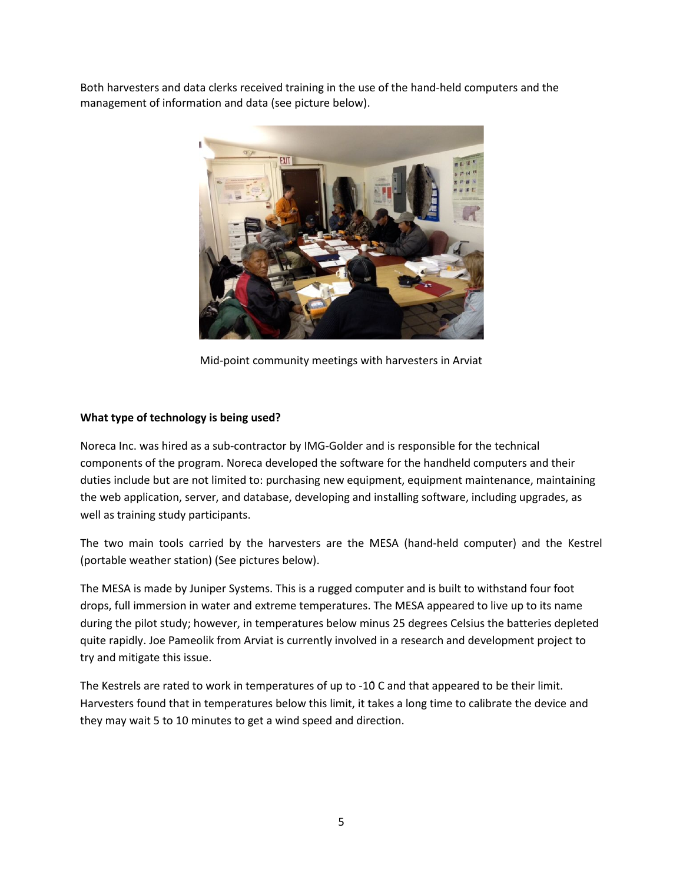Both harvesters and data clerks received training in the use of the hand-held computers and the management of information and data (see picture below).

Mid-point community meetings with harvesters in Arviat

**What type of technology is being used?**

Noreca Inc. was hired as a sub-contractor by IMG-Golder and is responsible for the technical components of the program. Noreca developed the software for the handheld computers and their duties include but are not limited to: purchasing new equipment, equipment maintenance, maintaining the web application, server, and database, developing and installing software, including upgrades, as well as training study participants.

The two main tools carried by the harvesters are the MESA (hand-held computer) and the Kestrel (portable weather station) (See pictures below).

The MESA is made by Juniper Systems. This is a rugged computer and is built to withstand four foot drops, full immersion in water and extreme temperatures. The MESA appeared to live up to its name during the pilot study; however, in temperatures below minus 25 degrees Celsius the batteries depleted quite rapidly. Joe Pameolik from Arviat is currently involved in a research and development project to try and mitigate this issue.

The Kestrels are rated to work in temperatures of up to -10̊ C and that appeared to be their limit. Harvesters found that in temperatures below this limit, it takes a long time to calibrate the device and they may wait 5 to 10 minutes to get a wind speed and direction.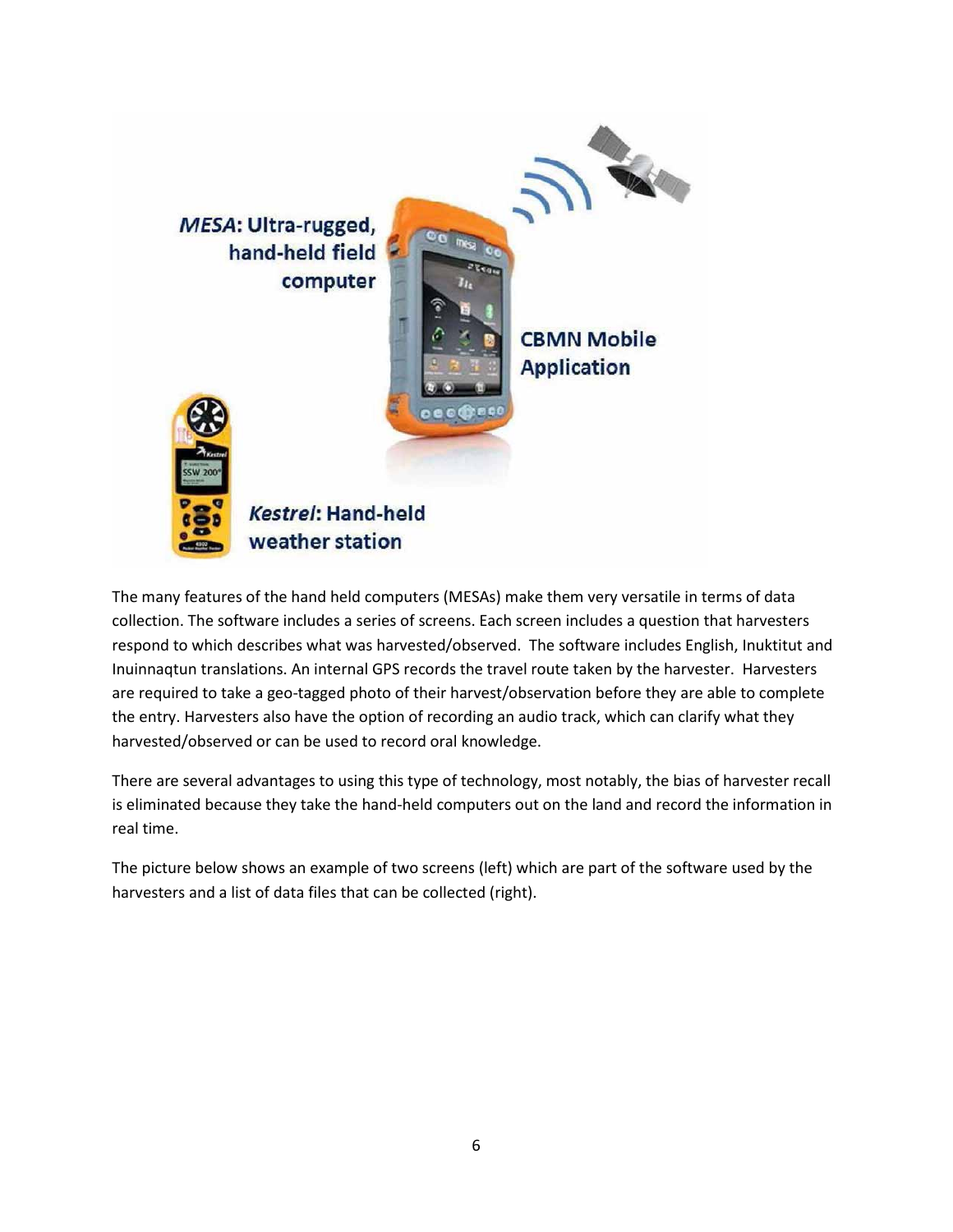MESA: Ultra-rugged, hand-held field computer

CBMN Mobile Application

Kestrel: Hand-held weather station

The many features of the hand held computers (MESAs) make them very versatile in terms of data collection. The software includes a series of screens. Each screen includes a question that harvesters respond to which describes what was harvested/observed. The software includes English, Inuktitut and Inuinnaqtun translations. An internal GPS records the travel route taken by the harvester. Harvesters are required to take a geo-tagged photo of their harvest/observation before they are able to complete the entry. Harvesters also have the option of recording an audio track, which can clarify what they harvested/observed or can be used to record oral knowledge.

There are several advantages to using this type of technology, most notably, the bias of harvester recall is eliminated because they take the hand-held computers out on the land and record the information in real time.

The picture below shows an example of two screens (left) which are part of the software used by the harvesters and a list of data files that can be collected (right).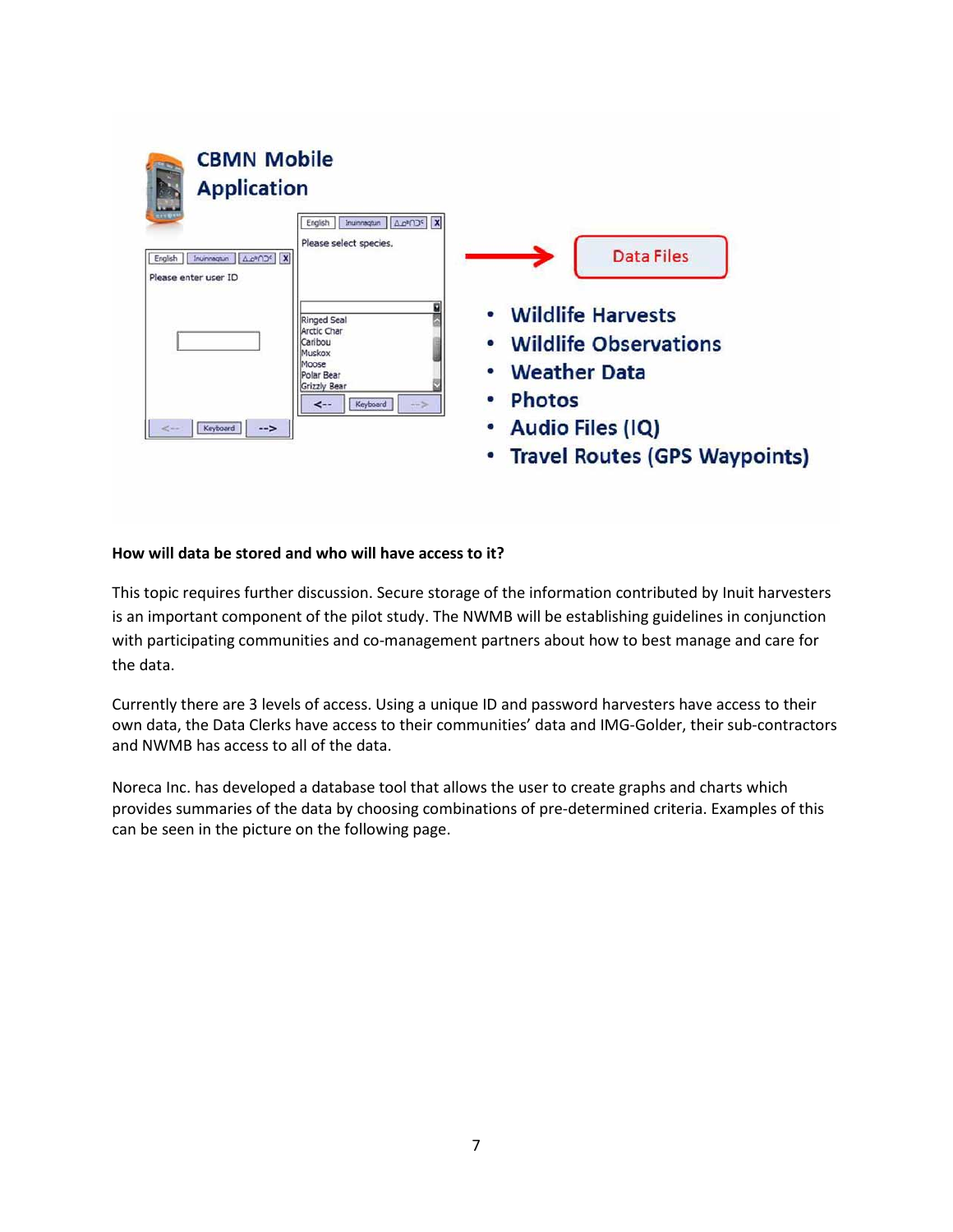CBMN Mobile Application

Data Files

- Wildlife Harvests
- Wildlife Observations
- Weather Data
- Photos
- Audio Files (IQ)
- Travel Routes (GPS Waypoints)

**How will data be stored and who will have access to it?**

This topic requires further discussion. Secure storage of the information contributed by Inuit harvesters is an important component of the pilot study. The NWMB will be establishing guidelines in conjunction with participating communities and co-management partners about how to best manage and care for the data.

Currently there are 3 levels of access. Using a unique ID and password harvesters have access to their own data, the Data Clerks have access to their communities' data and IMG-Golder, their sub-contractors and NWMB has access to all of the data.

Noreca Inc. has developed a database tool that allows the user to create graphs and charts which provides summaries of the data by choosing combinations of pre-determined criteria. Examples of this can be seen in the picture on the following page.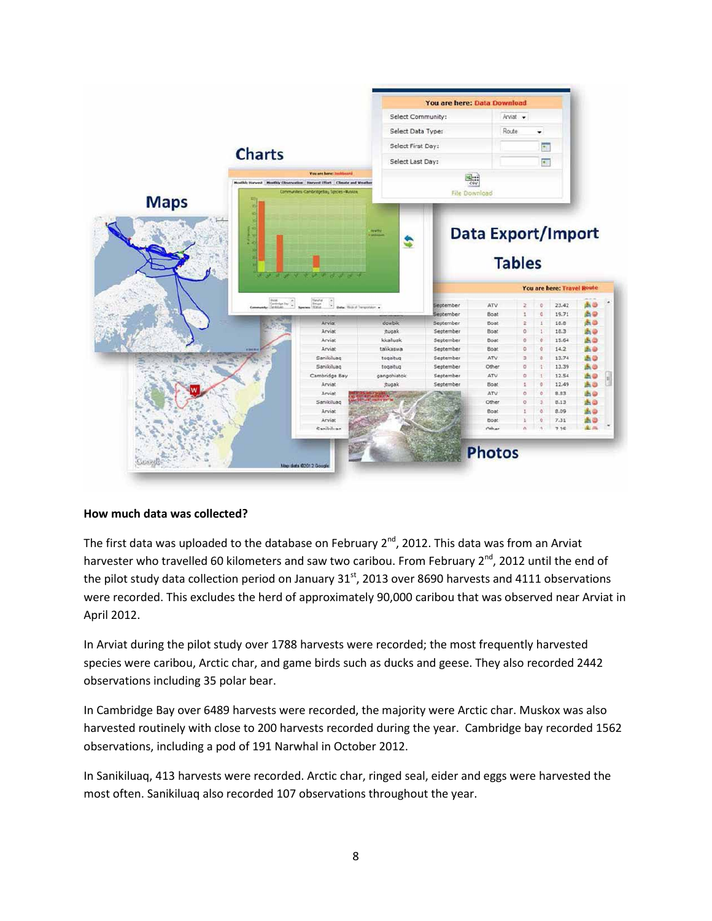**How much data was collected?**

The first data was uploaded to the database on February 2nd, 2012. This data was from an Arviat harvester who travelled 60 kilometers and saw two caribou. From February 2nd, 2012 until the end of the pilot study data collection period on January 31st, 2013 over 8690 harvests and 4111 observations were recorded. This excludes the herd of approximately 90,000 caribou that was observed near Arviat in April 2012.

In Arviat during the pilot study over 1788 harvests were recorded; the most frequently harvested species were caribou, Arctic char, and game birds such as ducks and geese. They also recorded 2442 observations including 35 polar bear.

In Cambridge Bay over 6489 harvests were recorded, the majority were Arctic char. Muskox was also harvested routinely with close to 200 harvests recorded during the year. Cambridge bay recorded 1562 observations, including a pod of 191 Narwhal in October 2012.

In Sanikiluaq, 413 harvests were recorded. Arctic char, ringed seal, eider and eggs were harvested the most often. Sanikiluaq also recorded 107 observations throughout the year.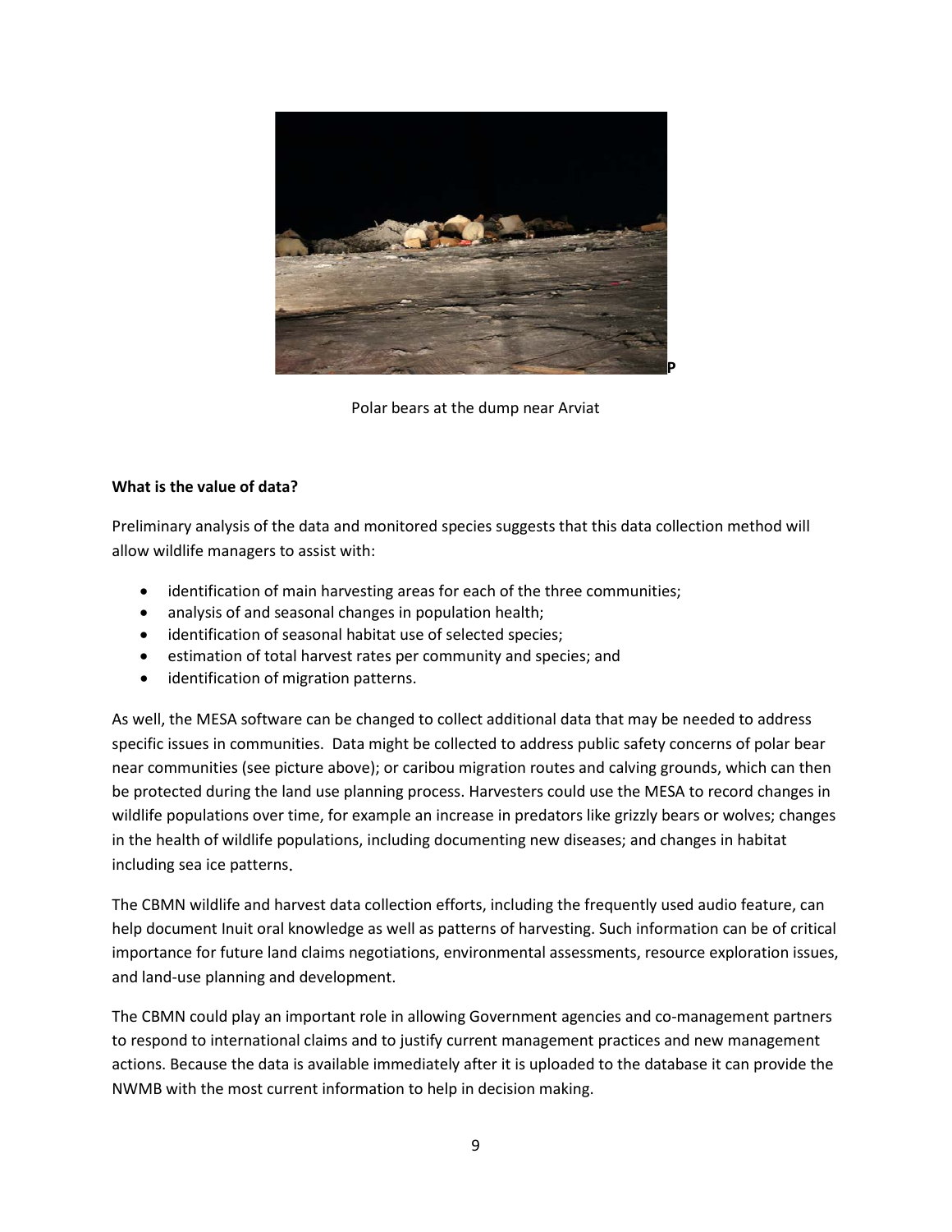Polar bears at the dump near Arviat

**What is the value of data?**

Preliminary analysis of the data and monitored species suggests that this data collection method will allow wildlife managers to assist with:

- identification of main harvesting areas for each of the three communities;
- analysis of and seasonal changes in population health;
- identification of seasonal habitat use of selected species;
- estimation of total harvest rates per community and species; and
- identification of migration patterns.

As well, the MESA software can be changed to collect additional data that may be needed to address specific issues in communities. Data might be collected to address public safety concerns of polar bear near communities (see picture above); or caribou migration routes and calving grounds, which can then be protected during the land use planning process. Harvesters could use the MESA to record changes in wildlife populations over time, for example an increase in predators like grizzly bears or wolves; changes in the health of wildlife populations, including documenting new diseases; and changes in habitat including sea ice patterns.

The CBMN wildlife and harvest data collection efforts, including the frequently used audio feature, can help document Inuit oral knowledge as well as patterns of harvesting. Such information can be of critical importance for future land claims negotiations, environmental assessments, resource exploration issues, and land-use planning and development.

The CBMN could play an important role in allowing Government agencies and co-management partners to respond to international claims and to justify current management practices and new management actions. Because the data is available immediately after it is uploaded to the database it can provide the NWMB with the most current information to help in decision making.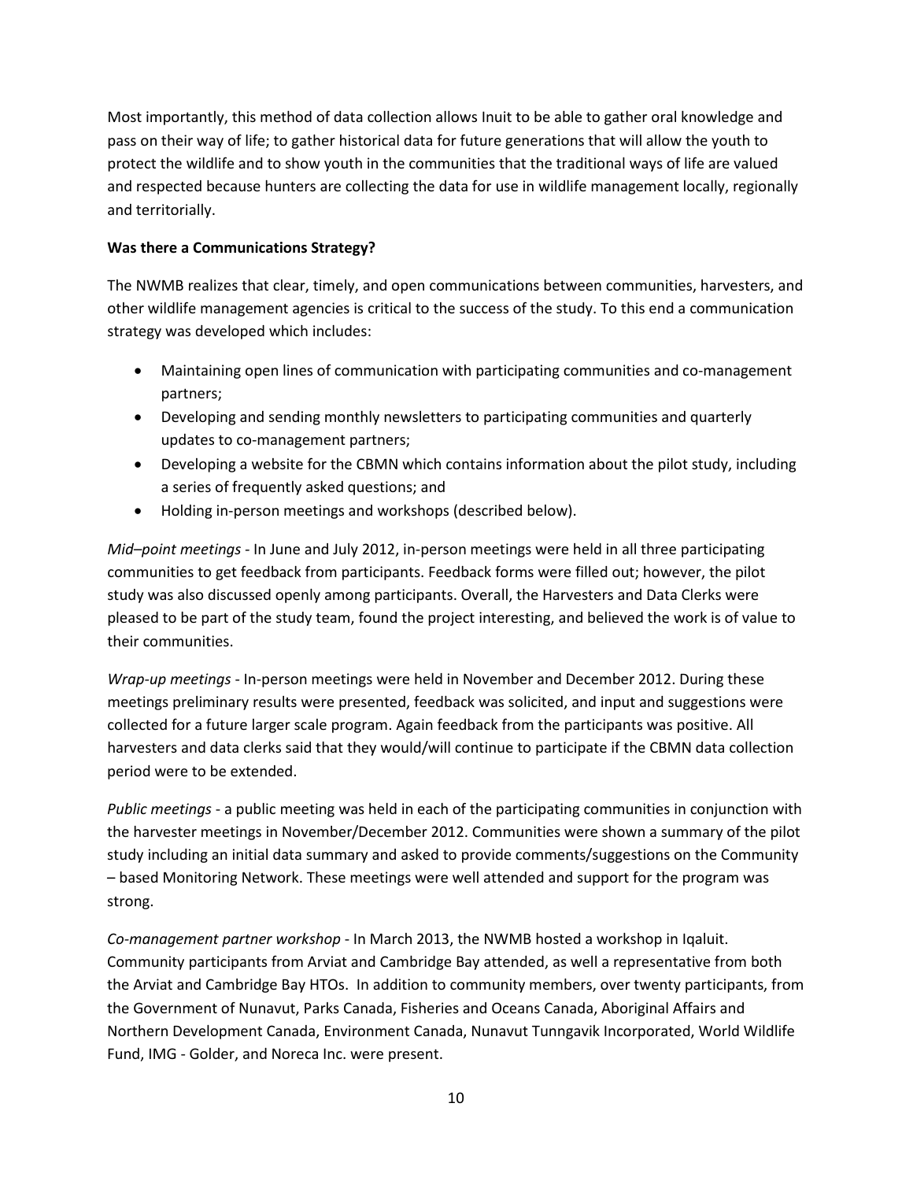Most importantly, this method of data collection allows Inuit to be able to gather oral knowledge and pass on their way of life; to gather historical data for future generations that will allow the youth to protect the wildlife and to show youth in the communities that the traditional ways of life are valued and respected because hunters are collecting the data for use in wildlife management locally, regionally and territorially.

**Was there a Communications Strategy?**

The NWMB realizes that clear, timely, and open communications between communities, harvesters, and other wildlife management agencies is critical to the success of the study. To this end a communication strategy was developed which includes:

- Maintaining open lines of communication with participating communities and co-management partners;
- Developing and sending monthly newsletters to participating communities and quarterly updates to co-management partners;
- Developing a website for the CBMN which contains information about the pilot study, including a series of frequently asked questions; and
- Holding in-person meetings and workshops (described below).

*Mid–point meetings* - In June and July 2012, in-person meetings were held in all three participating communities to get feedback from participants. Feedback forms were filled out; however, the pilot study was also discussed openly among participants. Overall, the Harvesters and Data Clerks were pleased to be part of the study team, found the project interesting, and believed the work is of value to their communities.

*Wrap-up meetings* - In-person meetings were held in November and December 2012. During these meetings preliminary results were presented, feedback was solicited, and input and suggestions were collected for a future larger scale program. Again feedback from the participants was positive. All harvesters and data clerks said that they would/will continue to participate if the CBMN data collection period were to be extended.

*Public meetings* - a public meeting was held in each of the participating communities in conjunction with the harvester meetings in November/December 2012. Communities were shown a summary of the pilot study including an initial data summary and asked to provide comments/suggestions on the Community – based Monitoring Network. These meetings were well attended and support for the program was strong.

*Co-management partner workshop* - In March 2013, the NWMB hosted a workshop in Iqaluit. Community participants from Arviat and Cambridge Bay attended, as well a representative from both the Arviat and Cambridge Bay HTOs. In addition to community members, over twenty participants, from the Government of Nunavut, Parks Canada, Fisheries and Oceans Canada, Aboriginal Affairs and Northern Development Canada, Environment Canada, Nunavut Tunngavik Incorporated, World Wildlife Fund, IMG - Golder, and Noreca Inc. were present.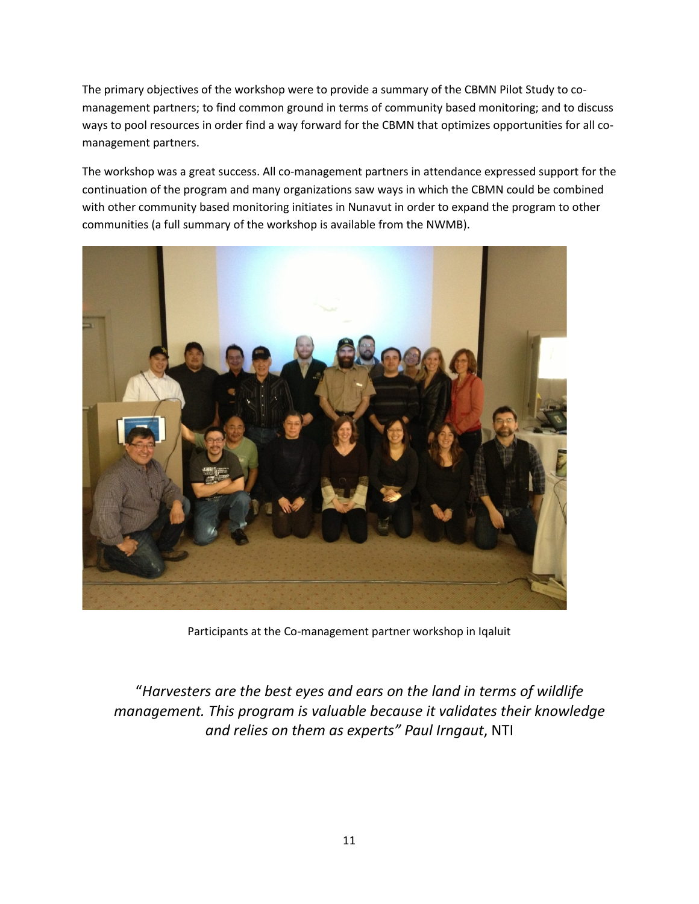The primary objectives of the workshop were to provide a summary of the CBMN Pilot Study to co-management partners; to find common ground in terms of community based monitoring; and to discuss ways to pool resources in order find a way forward for the CBMN that optimizes opportunities for all co-management partners.

The workshop was a great success. All co-management partners in attendance expressed support for the continuation of the program and many organizations saw ways in which the CBMN could be combined with other community based monitoring initiates in Nunavut in order to expand the program to other communities (a full summary of the workshop is available from the NWMB).

Participants at the Co-management partner workshop in Iqaluit

"*Harvesters are the best eyes and ears on the land in terms of wildlife management. This program is valuable because it validates their knowledge and relies on them as experts" Paul Irngaut*, NTI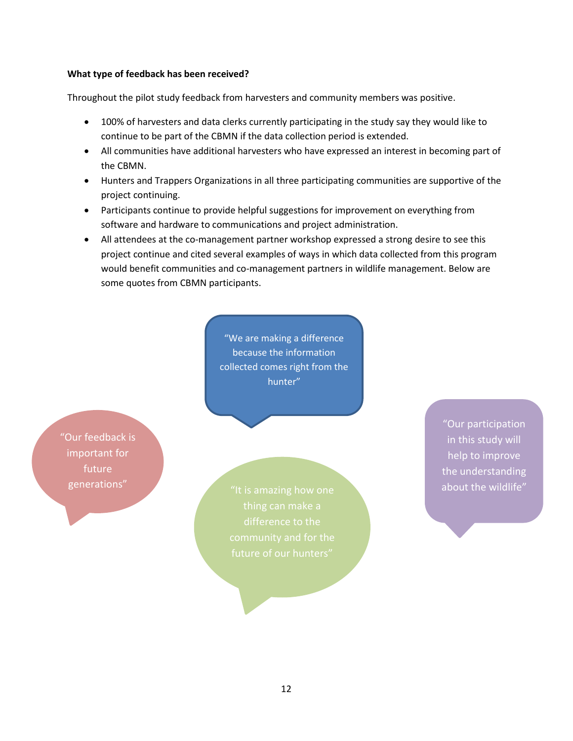**What type of feedback has been received?**

Throughout the pilot study feedback from harvesters and community members was positive.

- 100% of harvesters and data clerks currently participating in the study say they would like to continue to be part of the CBMN if the data collection period is extended.
- All communities have additional harvesters who have expressed an interest in becoming part of the CBMN.
- Hunters and Trappers Organizations in all three participating communities are supportive of the project continuing.
- Participants continue to provide helpful suggestions for improvement on everything from software and hardware to communications and project administration.
- All attendees at the co-management partner workshop expressed a strong desire to see this project continue and cited several examples of ways in which data collected from this program would benefit communities and co-management partners in wildlife management. Below are some quotes from CBMN participants.

"We are making a difference because the information collected comes right from the hunter"

"Our feedback is important for future generations"

"Our participation in this study will help to improve the understanding about the wildlife"

"It is amazing how one thing can make a difference to the community and for the future of our hunters"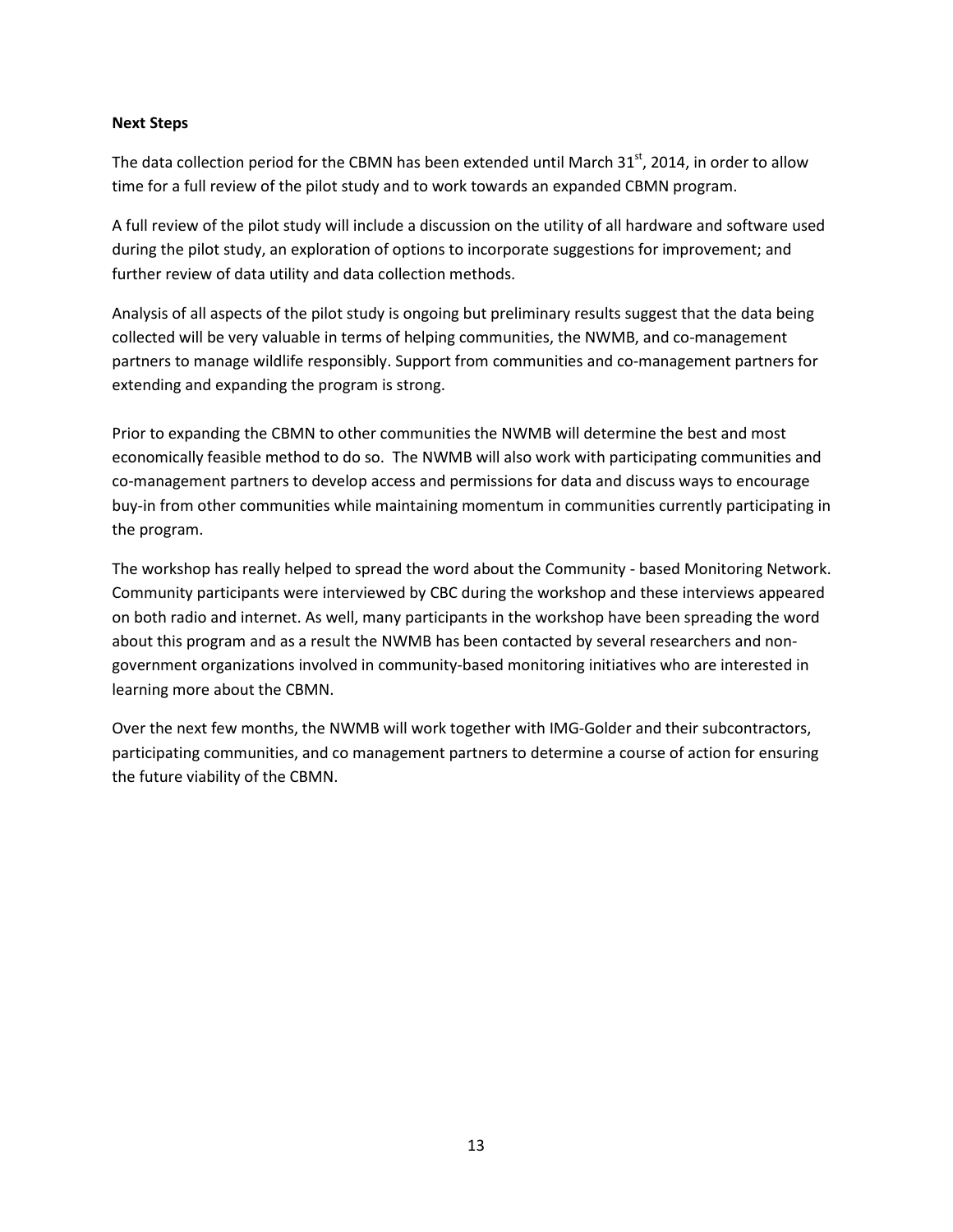**Next Steps**

The data collection period for the CBMN has been extended until March 31st, 2014, in order to allow time for a full review of the pilot study and to work towards an expanded CBMN program.

A full review of the pilot study will include a discussion on the utility of all hardware and software used during the pilot study, an exploration of options to incorporate suggestions for improvement; and further review of data utility and data collection methods.

Analysis of all aspects of the pilot study is ongoing but preliminary results suggest that the data being collected will be very valuable in terms of helping communities, the NWMB, and co-management partners to manage wildlife responsibly. Support from communities and co-management partners for extending and expanding the program is strong.

Prior to expanding the CBMN to other communities the NWMB will determine the best and most economically feasible method to do so. The NWMB will also work with participating communities and co-management partners to develop access and permissions for data and discuss ways to encourage buy-in from other communities while maintaining momentum in communities currently participating in the program.

The workshop has really helped to spread the word about the Community - based Monitoring Network. Community participants were interviewed by CBC during the workshop and these interviews appeared on both radio and internet. As well, many participants in the workshop have been spreading the word about this program and as a result the NWMB has been contacted by several researchers and non-government organizations involved in community-based monitoring initiatives who are interested in learning more about the CBMN.

Over the next few months, the NWMB will work together with IMG-Golder and their subcontractors, participating communities, and co management partners to determine a course of action for ensuring the future viability of the CBMN.